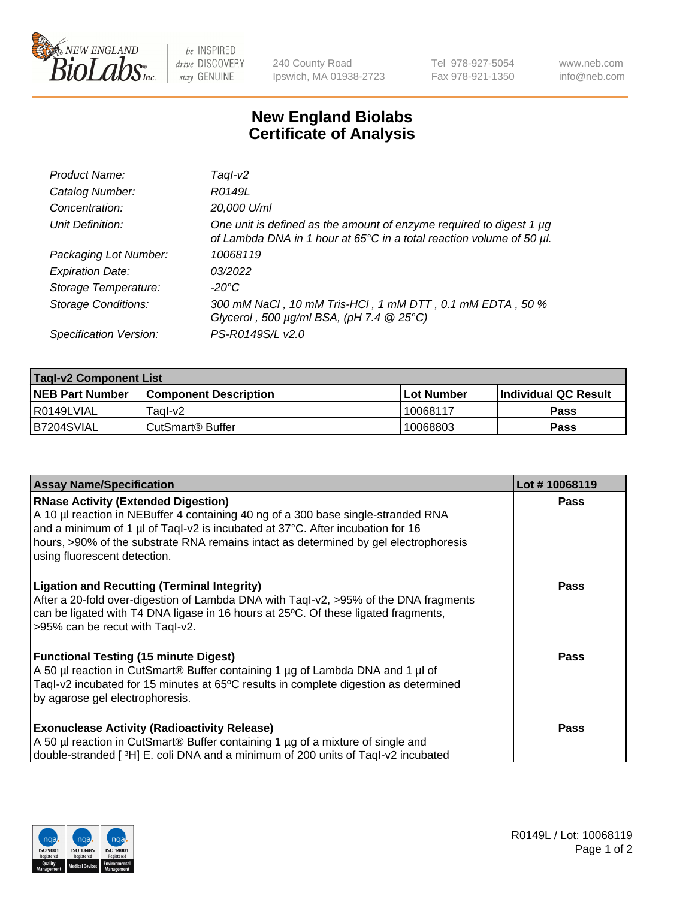# New England Biolabs Certificate of Analysis

| | |
|---|---|
| *Product Name:* | *TaqI-v2* |
| *Catalog Number:* | *R0149L* |
| *Concentration:* | *20,000 U/ml* |
| *Unit Definition:* | *One unit is defined as the amount of enzyme required to digest 1 µg of Lambda DNA in 1 hour at 65°C in a total reaction volume of 50 µl.* |
| *Packaging Lot Number:* | *10068119* |
| *Expiration Date:* | *03/2022* |
| *Storage Temperature:* | *-20°C* |
| *Storage Conditions:* | *300 mM NaCl , 10 mM Tris-HCl , 1 mM DTT , 0.1 mM EDTA , 50 % Glycerol , 500 µg/ml BSA, (pH 7.4 @ 25°C)* |
| *Specification Version:* | *PS-R0149S/L v2.0* |

| **TaqI-v2 Component List** | | | |
|---|---|---|---|
| **NEB Part Number** | **Component Description** | **Lot Number** | **Individual QC Result** |
| R0149LVIAL | TaqI-v2 | 10068117 | **Pass** |
| B7204SVIAL | CutSmart® Buffer | 10068803 | **Pass** |

| **Assay Name/Specification** | **Lot # 10068119** |
|---|---|
| **RNase Activity (Extended Digestion)** A 10 µl reaction in NEBuffer 4 containing 40 ng of a 300 base single-stranded RNA and a minimum of 1 µl of TaqI-v2 is incubated at 37°C. After incubation for 16 hours, >90% of the substrate RNA remains intact as determined by gel electrophoresis using fluorescent detection. | **Pass** |
| **Ligation and Recutting (Terminal Integrity)** After a 20-fold over-digestion of Lambda DNA with TaqI-v2, >95% of the DNA fragments can be ligated with T4 DNA ligase in 16 hours at 25ºC. Of these ligated fragments, >95% can be recut with TaqI-v2. | **Pass** |
| **Functional Testing (15 minute Digest)** A 50 µl reaction in CutSmart® Buffer containing 1 µg of Lambda DNA and 1 µl of TaqI-v2 incubated for 15 minutes at 65ºC results in complete digestion as determined by agarose gel electrophoresis. | **Pass** |
| **Exonuclease Activity (Radioactivity Release)** A 50 µl reaction in CutSmart® Buffer containing 1 µg of a mixture of single and double-stranded [ $^3$H] E. coli DNA and a minimum of 200 units of TaqI-v2 incubated | **Pass** |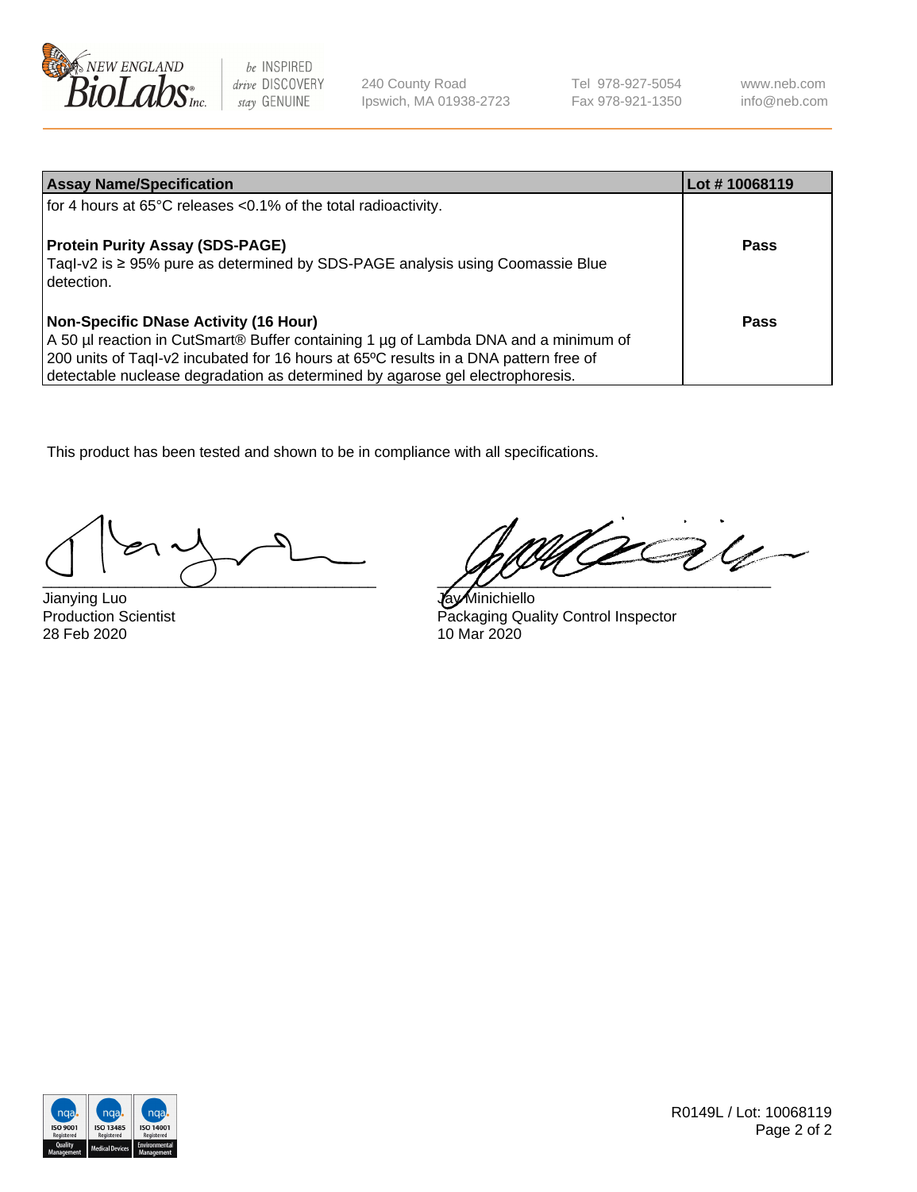| Assay Name/Specification | Lot # 10068119 |
|---|---|
| for 4 hours at 65°C releases <0.1% of the total radioactivity. | |
| **Protein Purity Assay (SDS-PAGE)**<br>TaqI-v2 is ≥ 95% pure as determined by SDS-PAGE analysis using Coomassie Blue detection. | **Pass** |
| **Non-Specific DNase Activity (16 Hour)**<br>A 50 µl reaction in CutSmart® Buffer containing 1 µg of Lambda DNA and a minimum of 200 units of TaqI-v2 incubated for 16 hours at 65ºC results in a DNA pattern free of detectable nuclease degradation as determined by agarose gel electrophoresis. | **Pass** |

This product has been tested and shown to be in compliance with all specifications.

Jianying Luo
Production Scientist
28 Feb 2020

Jay Minichiello
Packaging Quality Control Inspector
10 Mar 2020

R0149L / Lot: 10068119